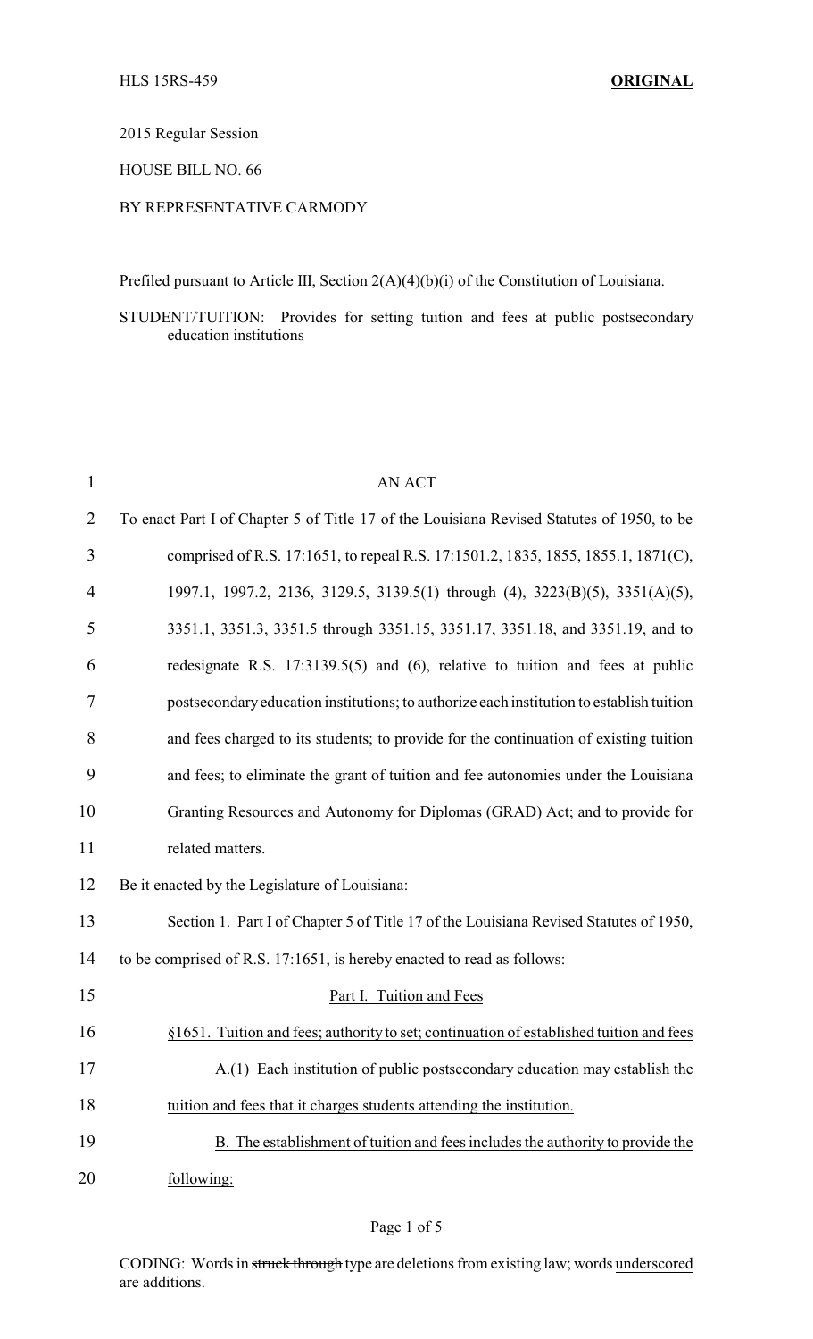HLS 15RS-459 **ORIGINAL**

2015 Regular Session

HOUSE BILL NO. 66

BY REPRESENTATIVE CARMODY

Prefiled pursuant to Article III, Section 2(A)(4)(b)(i) of the Constitution of Louisiana.

STUDENT/TUITION: Provides for setting tuition and fees at public postsecondary education institutions

AN ACT

To enact Part I of Chapter 5 of Title 17 of the Louisiana Revised Statutes of 1950, to be comprised of R.S. 17:1651, to repeal R.S. 17:1501.2, 1835, 1855, 1855.1, 1871(C), 1997.1, 1997.2, 2136, 3129.5, 3139.5(1) through (4), 3223(B)(5), 3351(A)(5), 3351.1, 3351.3, 3351.5 through 3351.15, 3351.17, 3351.18, and 3351.19, and to redesignate R.S. 17:3139.5(5) and (6), relative to tuition and fees at public postsecondary education institutions; to authorize each institution to establish tuition and fees charged to its students; to provide for the continuation of existing tuition and fees; to eliminate the grant of tuition and fee autonomies under the Louisiana Granting Resources and Autonomy for Diplomas (GRAD) Act; and to provide for related matters.

Be it enacted by the Legislature of Louisiana:

Section 1. Part I of Chapter 5 of Title 17 of the Louisiana Revised Statutes of 1950, to be comprised of R.S. 17:1651, is hereby enacted to read as follows:

Part I. Tuition and Fees

§1651. Tuition and fees; authority to set; continuation of established tuition and fees

A.(1) Each institution of public postsecondary education may establish the tuition and fees that it charges students attending the institution.

B. The establishment of tuition and fees includes the authority to provide the following:

CODING: Words in ~~struck through~~ type are deletions from existing law; words underscored are additions.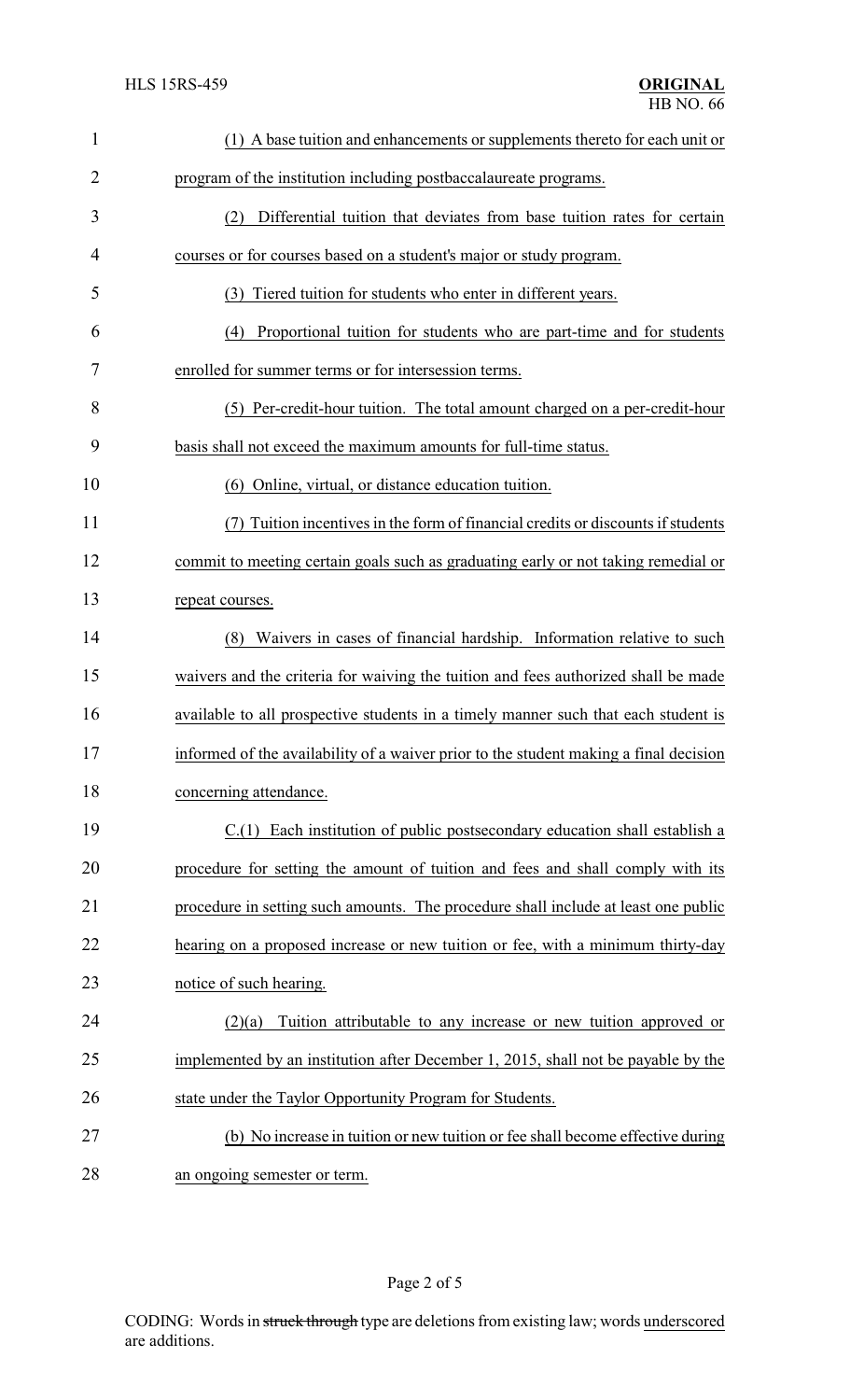(1) A base tuition and enhancements or supplements thereto for each unit or program of the institution including postbaccalaureate programs.

(2) Differential tuition that deviates from base tuition rates for certain courses or for courses based on a student's major or study program.

(3) Tiered tuition for students who enter in different years.

(4) Proportional tuition for students who are part-time and for students enrolled for summer terms or for intersession terms.

(5) Per-credit-hour tuition. The total amount charged on a per-credit-hour basis shall not exceed the maximum amounts for full-time status.

(6) Online, virtual, or distance education tuition.

(7) Tuition incentives in the form of financial credits or discounts if students commit to meeting certain goals such as graduating early or not taking remedial or repeat courses.

(8) Waivers in cases of financial hardship. Information relative to such waivers and the criteria for waiving the tuition and fees authorized shall be made available to all prospective students in a timely manner such that each student is informed of the availability of a waiver prior to the student making a final decision concerning attendance.

C.(1) Each institution of public postsecondary education shall establish a procedure for setting the amount of tuition and fees and shall comply with its procedure in setting such amounts. The procedure shall include at least one public hearing on a proposed increase or new tuition or fee, with a minimum thirty-day notice of such hearing.

(2)(a) Tuition attributable to any increase or new tuition approved or implemented by an institution after December 1, 2015, shall not be payable by the state under the Taylor Opportunity Program for Students.

(b) No increase in tuition or new tuition or fee shall become effective during an ongoing semester or term.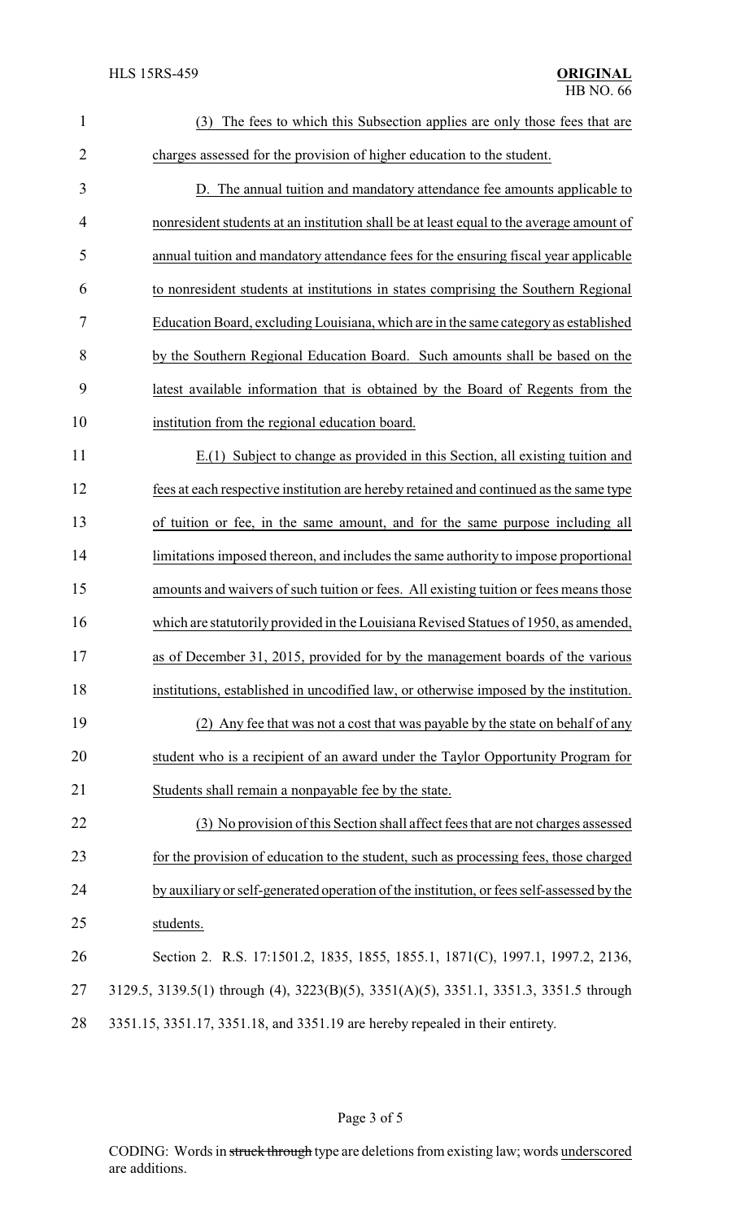(3) The fees to which this Subsection applies are only those fees that are charges assessed for the provision of higher education to the student.

D. The annual tuition and mandatory attendance fee amounts applicable to nonresident students at an institution shall be at least equal to the average amount of annual tuition and mandatory attendance fees for the ensuring fiscal year applicable to nonresident students at institutions in states comprising the Southern Regional Education Board, excluding Louisiana, which are in the same category as established by the Southern Regional Education Board. Such amounts shall be based on the latest available information that is obtained by the Board of Regents from the institution from the regional education board.

E.(1) Subject to change as provided in this Section, all existing tuition and fees at each respective institution are hereby retained and continued as the same type of tuition or fee, in the same amount, and for the same purpose including all limitations imposed thereon, and includes the same authority to impose proportional amounts and waivers of such tuition or fees. All existing tuition or fees means those which are statutorily provided in the Louisiana Revised Statues of 1950, as amended, as of December 31, 2015, provided for by the management boards of the various institutions, established in uncodified law, or otherwise imposed by the institution.

(2) Any fee that was not a cost that was payable by the state on behalf of any student who is a recipient of an award under the Taylor Opportunity Program for Students shall remain a nonpayable fee by the state.

(3) No provision of this Section shall affect fees that are not charges assessed for the provision of education to the student, such as processing fees, those charged by auxiliary or self-generated operation of the institution, or fees self-assessed by the students.

Section 2. R.S. 17:1501.2, 1835, 1855, 1855.1, 1871(C), 1997.1, 1997.2, 2136, 3129.5, 3139.5(1) through (4), 3223(B)(5), 3351(A)(5), 3351.1, 3351.3, 3351.5 through 3351.15, 3351.17, 3351.18, and 3351.19 are hereby repealed in their entirety.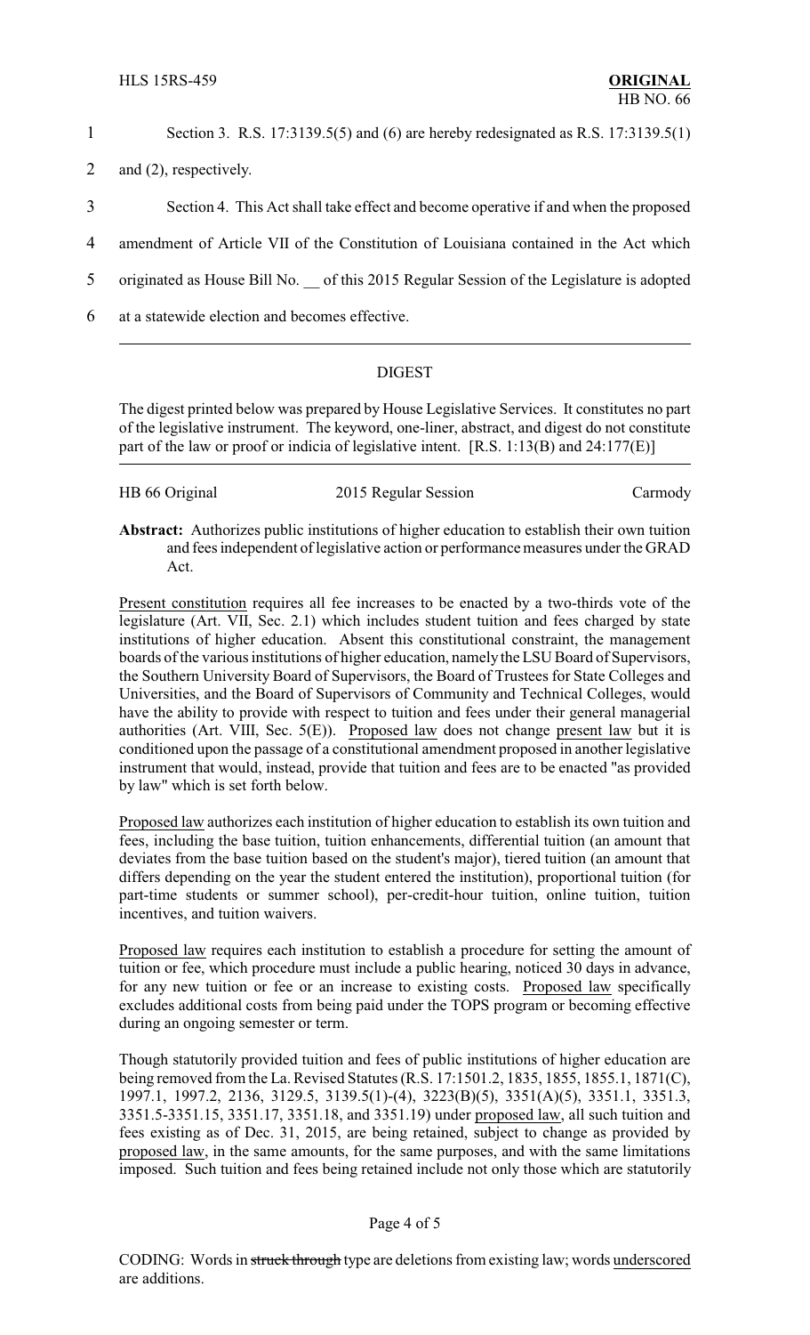Section 3. R.S. 17:3139.5(5) and (6) are hereby redesignated as R.S. 17:3139.5(1) and (2), respectively.

Section 4. This Act shall take effect and become operative if and when the proposed amendment of Article VII of the Constitution of Louisiana contained in the Act which originated as House Bill No. __ of this 2015 Regular Session of the Legislature is adopted at a statewide election and becomes effective.

## DIGEST

The digest printed below was prepared by House Legislative Services. It constitutes no part of the legislative instrument. The keyword, one-liner, abstract, and digest do not constitute part of the law or proof or indicia of legislative intent. [R.S. 1:13(B) and 24:177(E)]

HB 66 Original 2015 Regular Session Carmody

**Abstract:** Authorizes public institutions of higher education to establish their own tuition and fees independent of legislative action or performance measures under the GRAD Act.

Present constitution requires all fee increases to be enacted by a two-thirds vote of the legislature (Art. VII, Sec. 2.1) which includes student tuition and fees charged by state institutions of higher education. Absent this constitutional constraint, the management boards of the various institutions of higher education, namely the LSU Board of Supervisors, the Southern University Board of Supervisors, the Board of Trustees for State Colleges and Universities, and the Board of Supervisors of Community and Technical Colleges, would have the ability to provide with respect to tuition and fees under their general managerial authorities (Art. VIII, Sec. 5(E)). Proposed law does not change present law but it is conditioned upon the passage of a constitutional amendment proposed in another legislative instrument that would, instead, provide that tuition and fees are to be enacted "as provided by law" which is set forth below.

Proposed law authorizes each institution of higher education to establish its own tuition and fees, including the base tuition, tuition enhancements, differential tuition (an amount that deviates from the base tuition based on the student's major), tiered tuition (an amount that differs depending on the year the student entered the institution), proportional tuition (for part-time students or summer school), per-credit-hour tuition, online tuition, tuition incentives, and tuition waivers.

Proposed law requires each institution to establish a procedure for setting the amount of tuition or fee, which procedure must include a public hearing, noticed 30 days in advance, for any new tuition or fee or an increase to existing costs. Proposed law specifically excludes additional costs from being paid under the TOPS program or becoming effective during an ongoing semester or term.

Though statutorily provided tuition and fees of public institutions of higher education are being removed from the La. Revised Statutes (R.S. 17:1501.2, 1835, 1855, 1855.1, 1871(C), 1997.1, 1997.2, 2136, 3129.5, 3139.5(1)-(4), 3223(B)(5), 3351(A)(5), 3351.1, 3351.3, 3351.5-3351.15, 3351.17, 3351.18, and 3351.19) under proposed law, all such tuition and fees existing as of Dec. 31, 2015, are being retained, subject to change as provided by proposed law, in the same amounts, for the same purposes, and with the same limitations imposed. Such tuition and fees being retained include not only those which are statutorily

CODING: Words in ~~struck through~~ type are deletions from existing law; words underscored are additions.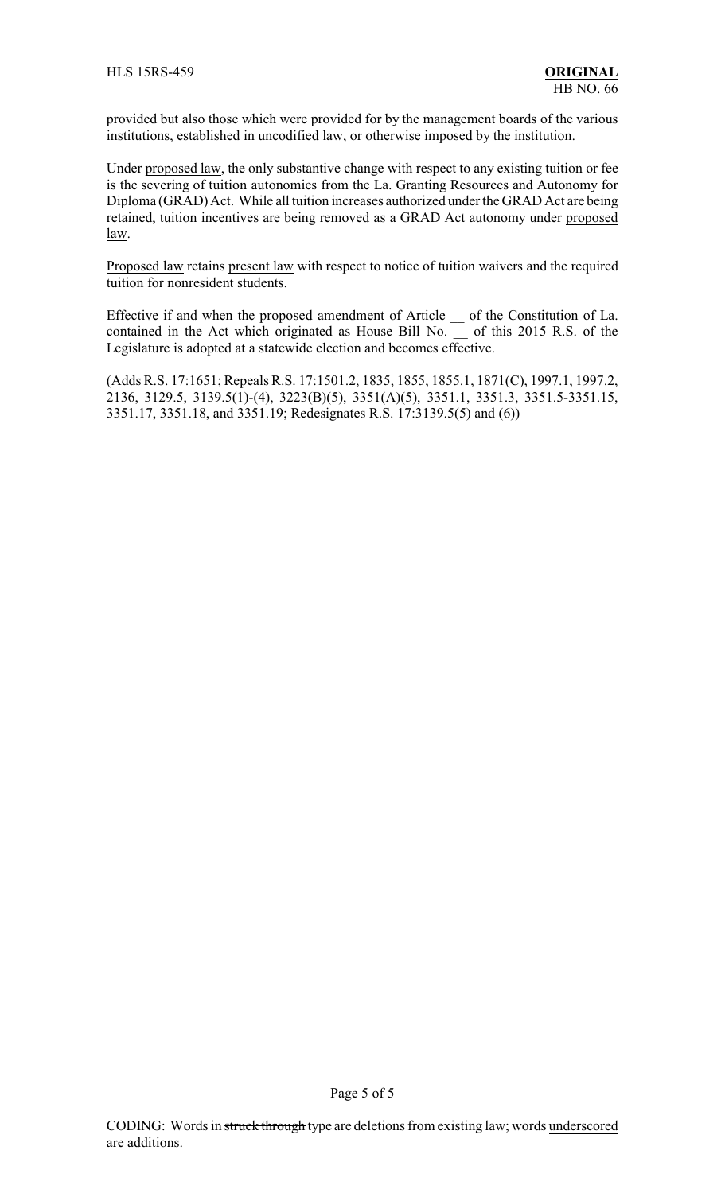provided but also those which were provided for by the management boards of the various institutions, established in uncodified law, or otherwise imposed by the institution.

Under <u>proposed law</u>, the only substantive change with respect to any existing tuition or fee is the severing of tuition autonomies from the La. Granting Resources and Autonomy for Diploma (GRAD) Act. While all tuition increases authorized under the GRAD Act are being retained, tuition incentives are being removed as a GRAD Act autonomy under <u>proposed law</u>.

<u>Proposed law</u> retains <u>present law</u> with respect to notice of tuition waivers and the required tuition for nonresident students.

Effective if and when the proposed amendment of Article __ of the Constitution of La. contained in the Act which originated as House Bill No. __ of this 2015 R.S. of the Legislature is adopted at a statewide election and becomes effective.

(Adds R.S. 17:1651; Repeals R.S. 17:1501.2, 1835, 1855, 1855.1, 1871(C), 1997.1, 1997.2, 2136, 3129.5, 3139.5(1)-(4), 3223(B)(5), 3351(A)(5), 3351.1, 3351.3, 3351.5-3351.15, 3351.17, 3351.18, and 3351.19; Redesignates R.S. 17:3139.5(5) and (6))

CODING: Words in ~~struck through~~ type are deletions from existing law; words <u>underscored</u> are additions.